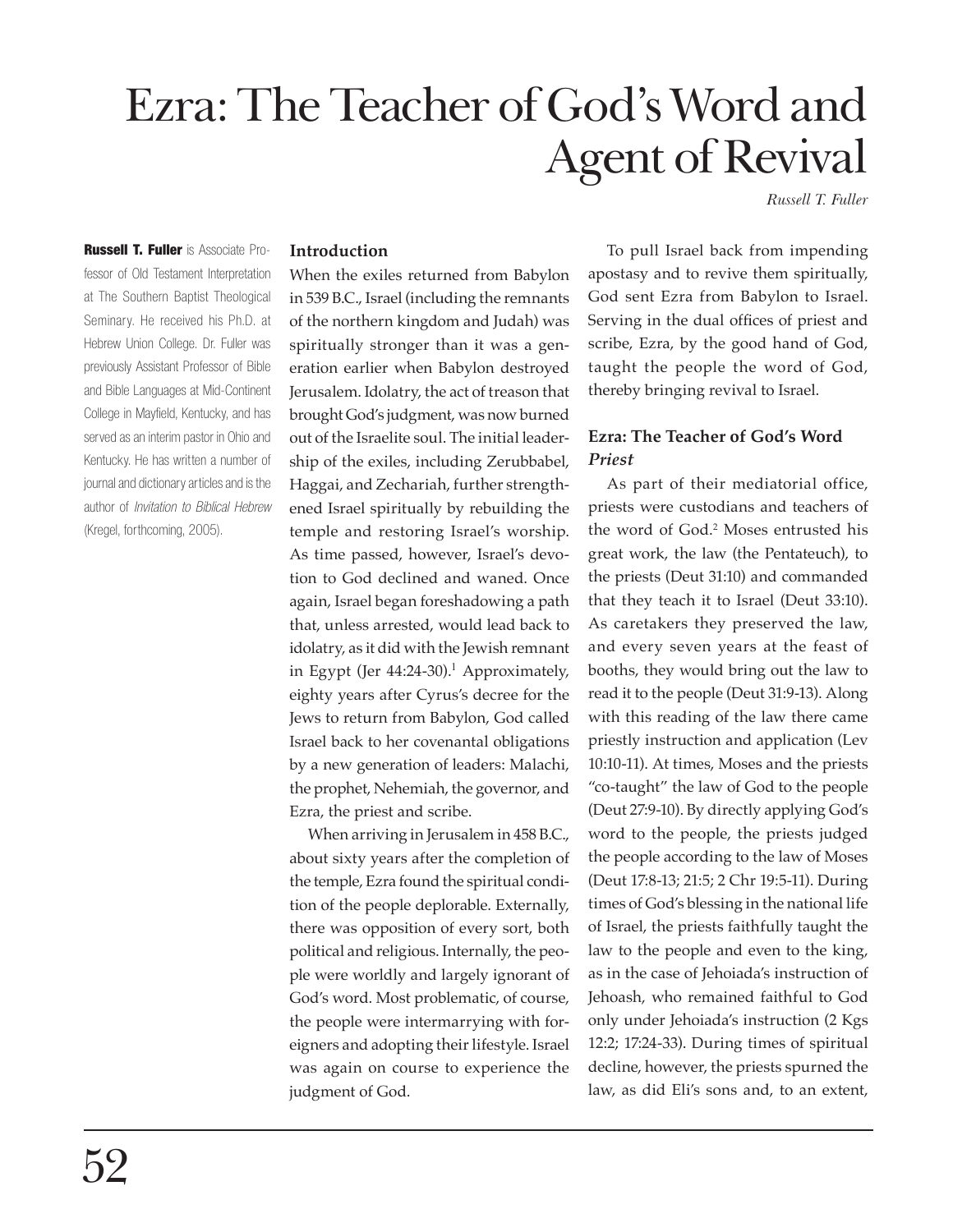# Ezra: The Teacher of God's Word and Agent of Revival

*Russell T. Fuller*

**Russell T. Fuller** is Associate Professor of Old Testament Interpretation at The Southern Baptist Theological Seminary. He received his Ph.D. at Hebrew Union College. Dr. Fuller was previously Assistant Professor of Bible and Bible Languages at Mid-Continent College in Mayfield, Kentucky, and has served as an interim pastor in Ohio and Kentucky. He has written a number of journal and dictionary articles and is the author of *Invitation to Biblical Hebrew* (Kregel, forthcoming, 2005).

## Introduction

When the exiles returned from Babylon in 539 B.C., Israel (including the remnants of the northern kingdom and Judah) was spiritually stronger than it was a generation earlier when Babylon destroyed Jerusalem. Idolatry, the act of treason that brought God's judgment, was now burned out of the Israelite soul. The initial leadership of the exiles, including Zerubbabel, Haggai, and Zechariah, further strengthened Israel spiritually by rebuilding the temple and restoring Israel's worship. As time passed, however, Israel's devotion to God declined and waned. Once again, Israel began foreshadowing a path that, unless arrested, would lead back to idolatry, as it did with the Jewish remnant in Egypt (Jer 44:24-30).[1] Approximately, eighty years after Cyrus's decree for the Jews to return from Babylon, God called Israel back to her covenantal obligations by a new generation of leaders: Malachi, the prophet, Nehemiah, the governor, and Ezra, the priest and scribe.

When arriving in Jerusalem in 458 B.C., about sixty years after the completion of the temple, Ezra found the spiritual condition of the people deplorable. Externally, there was opposition of every sort, both political and religious. Internally, the people were worldly and largely ignorant of God's word. Most problematic, of course, the people were intermarrying with foreigners and adopting their lifestyle. Israel was again on course to experience the judgment of God.

To pull Israel back from impending apostasy and to revive them spiritually, God sent Ezra from Babylon to Israel. Serving in the dual offices of priest and scribe, Ezra, by the good hand of God, taught the people the word of God, thereby bringing revival to Israel.

## Ezra: The Teacher of God's Word

### *Priest*

As part of their mediatorial office, priests were custodians and teachers of the word of God.[2] Moses entrusted his great work, the law (the Pentateuch), to the priests (Deut 31:10) and commanded that they teach it to Israel (Deut 33:10). As caretakers they preserved the law, and every seven years at the feast of booths, they would bring out the law to read it to the people (Deut 31:9-13). Along with this reading of the law there came priestly instruction and application (Lev 10:10-11). At times, Moses and the priests "co-taught" the law of God to the people (Deut 27:9-10). By directly applying God's word to the people, the priests judged the people according to the law of Moses (Deut 17:8-13; 21:5; 2 Chr 19:5-11). During times of God's blessing in the national life of Israel, the priests faithfully taught the law to the people and even to the king, as in the case of Jehoiada's instruction of Jehoash, who remained faithful to God only under Jehoiada's instruction (2 Kgs 12:2; 17:24-33). During times of spiritual decline, however, the priests spurned the law, as did Eli's sons and, to an extent,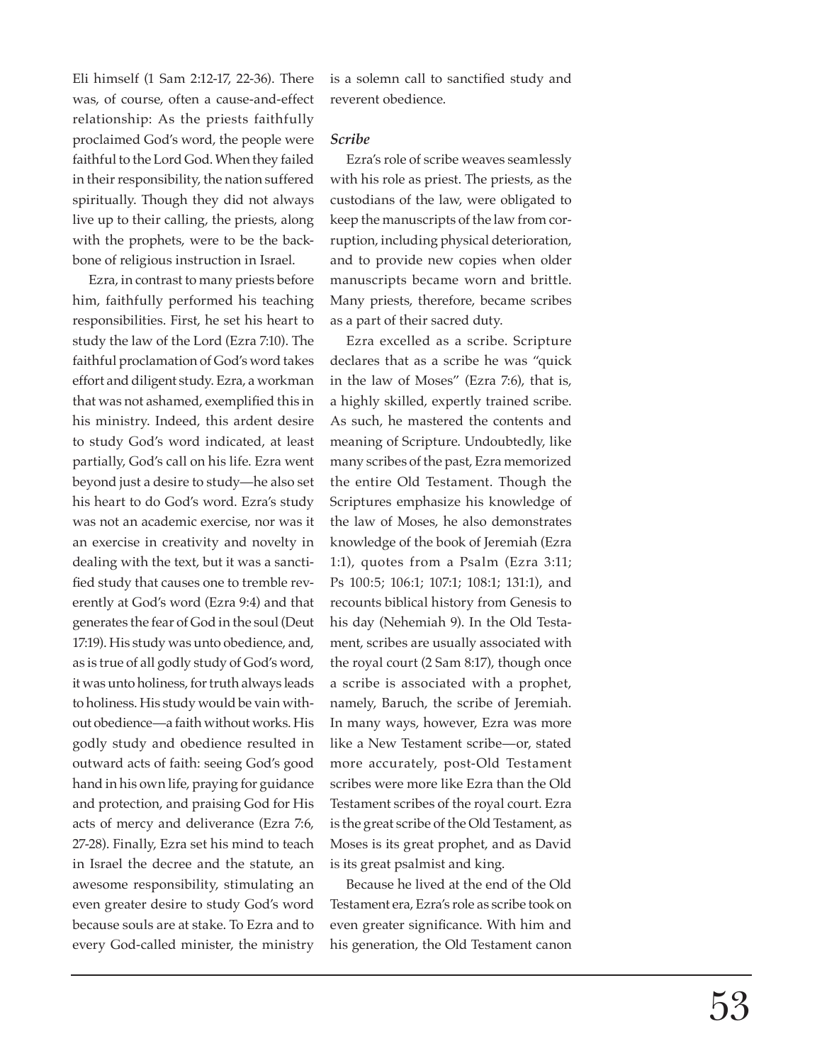Eli himself (1 Sam 2:12-17, 22-36). There was, of course, often a cause-and-effect relationship: As the priests faithfully proclaimed God's word, the people were faithful to the Lord God. When they failed in their responsibility, the nation suffered spiritually. Though they did not always live up to their calling, the priests, along with the prophets, were to be the backbone of religious instruction in Israel.

Ezra, in contrast to many priests before him, faithfully performed his teaching responsibilities. First, he set his heart to study the law of the Lord (Ezra 7:10). The faithful proclamation of God's word takes effort and diligent study. Ezra, a workman that was not ashamed, exemplified this in his ministry. Indeed, this ardent desire to study God's word indicated, at least partially, God's call on his life. Ezra went beyond just a desire to study—he also set his heart to do God's word. Ezra's study was not an academic exercise, nor was it an exercise in creativity and novelty in dealing with the text, but it was a sanctified study that causes one to tremble reverently at God's word (Ezra 9:4) and that generates the fear of God in the soul (Deut 17:19). His study was unto obedience, and, as is true of all godly study of God's word, it was unto holiness, for truth always leads to holiness. His study would be vain without obedience—a faith without works. His godly study and obedience resulted in outward acts of faith: seeing God's good hand in his own life, praying for guidance and protection, and praising God for His acts of mercy and deliverance (Ezra 7:6, 27-28). Finally, Ezra set his mind to teach in Israel the decree and the statute, an awesome responsibility, stimulating an even greater desire to study God's word because souls are at stake. To Ezra and to every God-called minister, the ministry is a solemn call to sanctified study and reverent obedience.

### *Scribe*

Ezra's role of scribe weaves seamlessly with his role as priest. The priests, as the custodians of the law, were obligated to keep the manuscripts of the law from corruption, including physical deterioration, and to provide new copies when older manuscripts became worn and brittle. Many priests, therefore, became scribes as a part of their sacred duty.

Ezra excelled as a scribe. Scripture declares that as a scribe he was "quick in the law of Moses" (Ezra 7:6), that is, a highly skilled, expertly trained scribe. As such, he mastered the contents and meaning of Scripture. Undoubtedly, like many scribes of the past, Ezra memorized the entire Old Testament. Though the Scriptures emphasize his knowledge of the law of Moses, he also demonstrates knowledge of the book of Jeremiah (Ezra 1:1), quotes from a Psalm (Ezra 3:11; Ps 100:5; 106:1; 107:1; 108:1; 131:1), and recounts biblical history from Genesis to his day (Nehemiah 9). In the Old Testament, scribes are usually associated with the royal court (2 Sam 8:17), though once a scribe is associated with a prophet, namely, Baruch, the scribe of Jeremiah. In many ways, however, Ezra was more like a New Testament scribe—or, stated more accurately, post-Old Testament scribes were more like Ezra than the Old Testament scribes of the royal court. Ezra is the great scribe of the Old Testament, as Moses is its great prophet, and as David is its great psalmist and king.

Because he lived at the end of the Old Testament era, Ezra's role as scribe took on even greater significance. With him and his generation, the Old Testament canon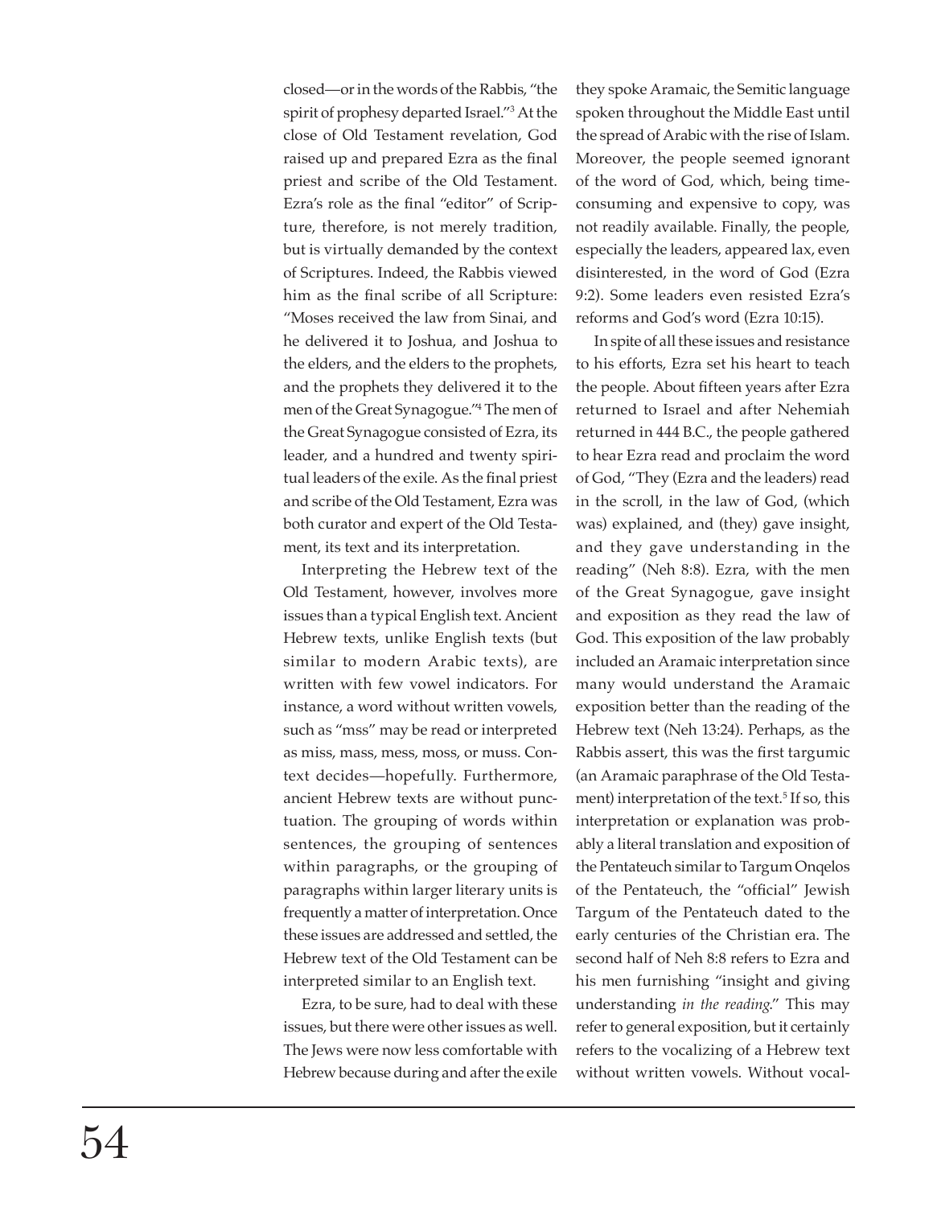closed—or in the words of the Rabbis, "the spirit of prophesy departed Israel."[3] At the close of Old Testament revelation, God raised up and prepared Ezra as the final priest and scribe of the Old Testament. Ezra's role as the final "editor" of Scripture, therefore, is not merely tradition, but is virtually demanded by the context of Scriptures. Indeed, the Rabbis viewed him as the final scribe of all Scripture: "Moses received the law from Sinai, and he delivered it to Joshua, and Joshua to the elders, and the elders to the prophets, and the prophets they delivered it to the men of the Great Synagogue."[4] The men of the Great Synagogue consisted of Ezra, its leader, and a hundred and twenty spiritual leaders of the exile. As the final priest and scribe of the Old Testament, Ezra was both curator and expert of the Old Testament, its text and its interpretation.

Interpreting the Hebrew text of the Old Testament, however, involves more issues than a typical English text. Ancient Hebrew texts, unlike English texts (but similar to modern Arabic texts), are written with few vowel indicators. For instance, a word without written vowels, such as "mss" may be read or interpreted as miss, mass, mess, moss, or muss. Context decides—hopefully. Furthermore, ancient Hebrew texts are without punctuation. The grouping of words within sentences, the grouping of sentences within paragraphs, or the grouping of paragraphs within larger literary units is frequently a matter of interpretation. Once these issues are addressed and settled, the Hebrew text of the Old Testament can be interpreted similar to an English text.

Ezra, to be sure, had to deal with these issues, but there were other issues as well. The Jews were now less comfortable with Hebrew because during and after the exile they spoke Aramaic, the Semitic language spoken throughout the Middle East until the spread of Arabic with the rise of Islam. Moreover, the people seemed ignorant of the word of God, which, being time-consuming and expensive to copy, was not readily available. Finally, the people, especially the leaders, appeared lax, even disinterested, in the word of God (Ezra 9:2). Some leaders even resisted Ezra's reforms and God's word (Ezra 10:15).

In spite of all these issues and resistance to his efforts, Ezra set his heart to teach the people. About fifteen years after Ezra returned to Israel and after Nehemiah returned in 444 B.C., the people gathered to hear Ezra read and proclaim the word of God, "They (Ezra and the leaders) read in the scroll, in the law of God, (which was) explained, and (they) gave insight, and they gave understanding in the reading" (Neh 8:8). Ezra, with the men of the Great Synagogue, gave insight and exposition as they read the law of God. This exposition of the law probably included an Aramaic interpretation since many would understand the Aramaic exposition better than the reading of the Hebrew text (Neh 13:24). Perhaps, as the Rabbis assert, this was the first targumic (an Aramaic paraphrase of the Old Testament) interpretation of the text.[5] If so, this interpretation or explanation was probably a literal translation and exposition of the Pentateuch similar to Targum Onqelos of the Pentateuch, the "official" Jewish Targum of the Pentateuch dated to the early centuries of the Christian era. The second half of Neh 8:8 refers to Ezra and his men furnishing "insight and giving understanding *in the reading*." This may refer to general exposition, but it certainly refers to the vocalizing of a Hebrew text without written vowels. Without vocal-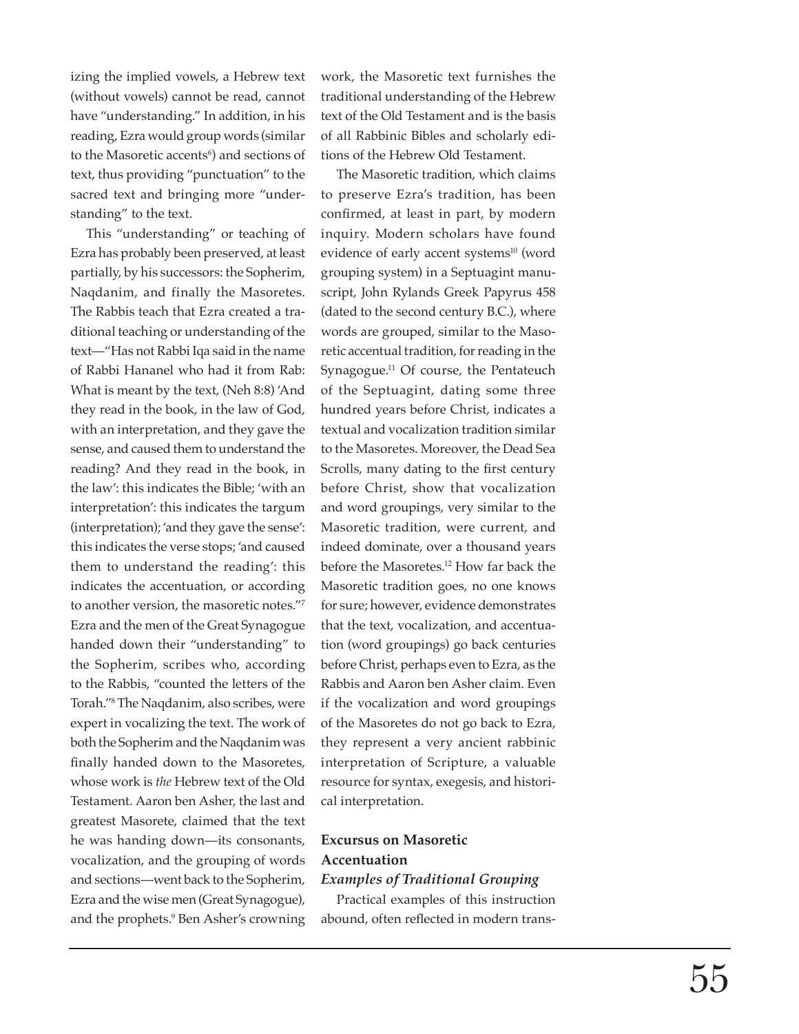izing the implied vowels, a Hebrew text (without vowels) cannot be read, cannot have "understanding." In addition, in his reading, Ezra would group words (similar to the Masoretic accents[6]) and sections of text, thus providing "punctuation" to the sacred text and bringing more "understanding" to the text.

This "understanding" or teaching of Ezra has probably been preserved, at least partially, by his successors: the Sopherim, Naqdanim, and finally the Masoretes. The Rabbis teach that Ezra created a traditional teaching or understanding of the text—"Has not Rabbi Iqa said in the name of Rabbi Hananel who had it from Rab: What is meant by the text, (Neh 8:8) 'And they read in the book, in the law of God, with an interpretation, and they gave the sense, and caused them to understand the reading? And they read in the book, in the law': this indicates the Bible; 'with an interpretation': this indicates the targum (interpretation); 'and they gave the sense': this indicates the verse stops; 'and caused them to understand the reading': this indicates the accentuation, or according to another version, the masoretic notes."[7] Ezra and the men of the Great Synagogue handed down their "understanding" to the Sopherim, scribes who, according to the Rabbis, "counted the letters of the Torah."[8] The Naqdanim, also scribes, were expert in vocalizing the text. The work of both the Sopherim and the Naqdanim was finally handed down to the Masoretes, whose work is *the* Hebrew text of the Old Testament. Aaron ben Asher, the last and greatest Masorete, claimed that the text he was handing down—its consonants, vocalization, and the grouping of words and sections—went back to the Sopherim, Ezra and the wise men (Great Synagogue), and the prophets.[9] Ben Asher's crowning work, the Masoretic text furnishes the traditional understanding of the Hebrew text of the Old Testament and is the basis of all Rabbinic Bibles and scholarly editions of the Hebrew Old Testament.

The Masoretic tradition, which claims to preserve Ezra's tradition, has been confirmed, at least in part, by modern inquiry. Modern scholars have found evidence of early accent systems[10] (word grouping system) in a Septuagint manuscript, John Rylands Greek Papyrus 458 (dated to the second century B.C.), where words are grouped, similar to the Masoretic accentual tradition, for reading in the Synagogue.[11] Of course, the Pentateuch of the Septuagint, dating some three hundred years before Christ, indicates a textual and vocalization tradition similar to the Masoretes. Moreover, the Dead Sea Scrolls, many dating to the first century before Christ, show that vocalization and word groupings, very similar to the Masoretic tradition, were current, and indeed dominate, over a thousand years before the Masoretes.[12] How far back the Masoretic tradition goes, no one knows for sure; however, evidence demonstrates that the text, vocalization, and accentuation (word groupings) go back centuries before Christ, perhaps even to Ezra, as the Rabbis and Aaron ben Asher claim. Even if the vocalization and word groupings of the Masoretes do not go back to Ezra, they represent a very ancient rabbinic interpretation of Scripture, a valuable resource for syntax, exegesis, and historical interpretation.

## Excursus on Masoretic Accentuation

### *Examples of Traditional Grouping*

Practical examples of this instruction abound, often reflected in modern trans-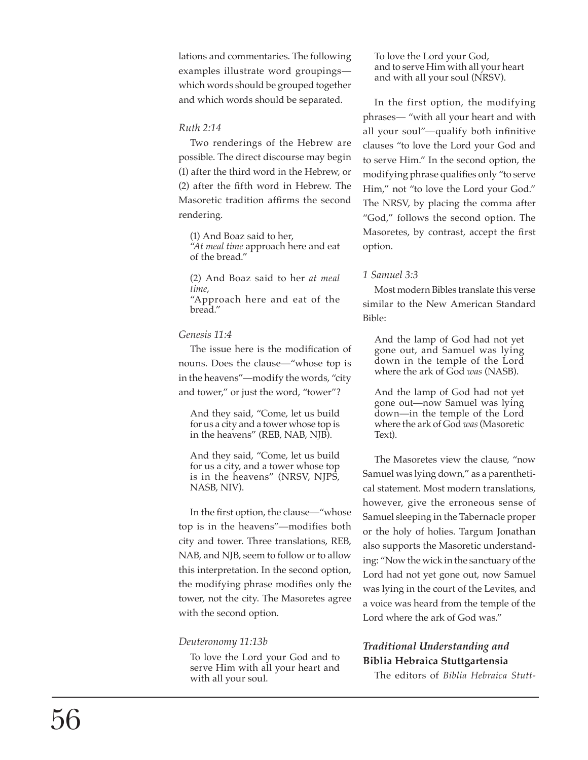lations and commentaries. The following examples illustrate word groupings—which words should be grouped together and which words should be separated.

*Ruth 2:14*

Two renderings of the Hebrew are possible. The direct discourse may begin (1) after the third word in the Hebrew, or (2) after the fifth word in Hebrew. The Masoretic tradition affirms the second rendering.

> (1) And Boaz said to her,
> "*At meal time* approach here and eat of the bread."

> (2) And Boaz said to her *at meal time*,
> "Approach here and eat of the bread."

*Genesis 11:4*

The issue here is the modification of nouns. Does the clause—"whose top is in the heavens"—modify the words, "city and tower," or just the word, "tower"?

> And they said, "Come, let us build for us a city and a tower whose top is in the heavens" (REB, NAB, NJB).

> And they said, "Come, let us build for us a city, and a tower whose top is in the heavens" (NRSV, NJPS, NASB, NIV).

In the first option, the clause—"whose top is in the heavens"—modifies both city and tower. Three translations, REB, NAB, and NJB, seem to follow or to allow this interpretation. In the second option, the modifying phrase modifies only the tower, not the city. The Masoretes agree with the second option.

*Deuteronomy 11:13b*

> To love the Lord your God and to serve Him with all your heart and with all your soul.

> To love the Lord your God,
> and to serve Him with all your heart and with all your soul (NRSV).

In the first option, the modifying phrases— "with all your heart and with all your soul"—qualify both infinitive clauses "to love the Lord your God and to serve Him." In the second option, the modifying phrase qualifies only "to serve Him," not "to love the Lord your God." The NRSV, by placing the comma after "God," follows the second option. The Masoretes, by contrast, accept the first option.

*1 Samuel 3:3*

Most modern Bibles translate this verse similar to the New American Standard Bible:

> And the lamp of God had not yet gone out, and Samuel was lying down in the temple of the Lord where the ark of God *was* (NASB).

> And the lamp of God had not yet gone out—now Samuel was lying down—in the temple of the Lord where the ark of God *was* (Masoretic Text).

The Masoretes view the clause, "now Samuel was lying down," as a parenthetical statement. Most modern translations, however, give the erroneous sense of Samuel sleeping in the Tabernacle proper or the holy of holies. Targum Jonathan also supports the Masoretic understanding: "Now the wick in the sanctuary of the Lord had not yet gone out, now Samuel was lying in the court of the Levites, and a voice was heard from the temple of the Lord where the ark of God was."

### *Traditional Understanding and* Biblia Hebraica Stuttgartensia

The editors of *Biblia Hebraica Stutt-*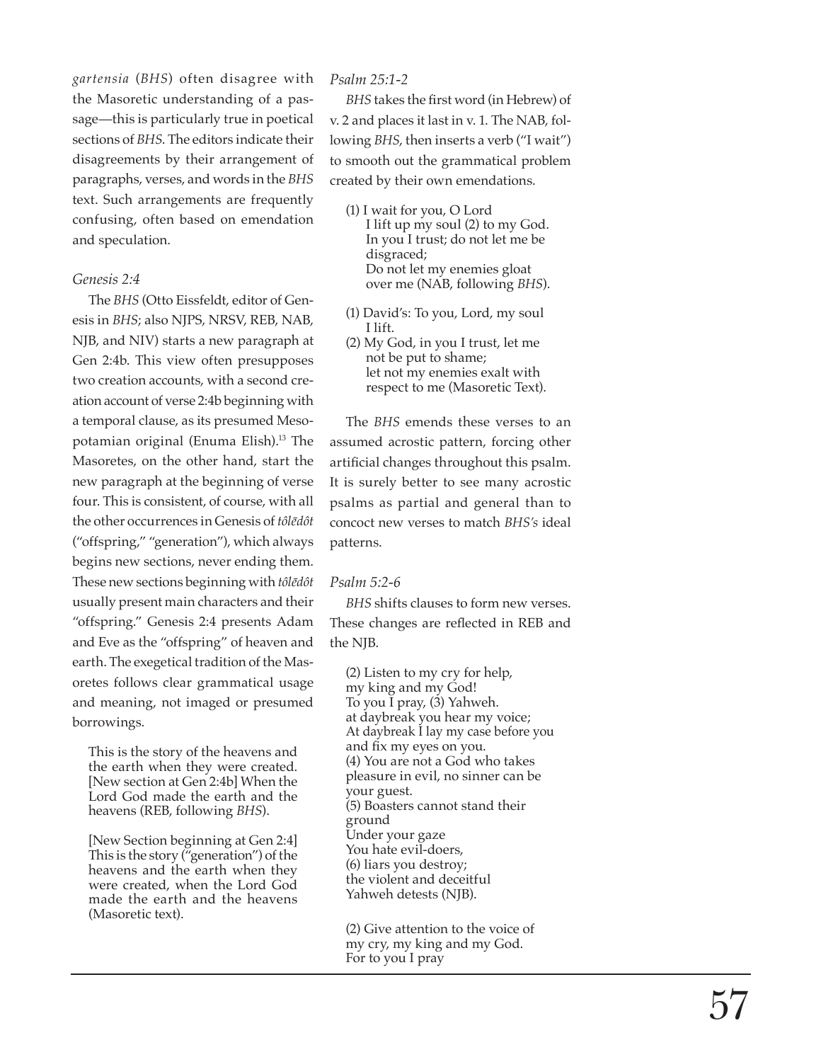*gartensia* (*BHS*) often disagree with the Masoretic understanding of a passage—this is particularly true in poetical sections of *BHS*. The editors indicate their disagreements by their arrangement of paragraphs, verses, and words in the *BHS* text. Such arrangements are frequently confusing, often based on emendation and speculation.

*Genesis 2:4*

The *BHS* (Otto Eissfeldt, editor of Genesis in *BHS*; also NJPS, NRSV, REB, NAB, NJB, and NIV) starts a new paragraph at Gen 2:4b. This view often presupposes two creation accounts, with a second creation account of verse 2:4b beginning with a temporal clause, as its presumed Mesopotamian original (Enuma Elish).[13] The Masoretes, on the other hand, start the new paragraph at the beginning of verse four. This is consistent, of course, with all the other occurrences in Genesis of *tôlēdôt* ("offspring," "generation"), which always begins new sections, never ending them. These new sections beginning with *tôlēdôt* usually present main characters and their "offspring." Genesis 2:4 presents Adam and Eve as the "offspring" of heaven and earth. The exegetical tradition of the Masoretes follows clear grammatical usage and meaning, not imaged or presumed borrowings.

> This is the story of the heavens and the earth when they were created. [New section at Gen 2:4b] When the Lord God made the earth and the heavens (REB, following *BHS*).

> [New Section beginning at Gen 2:4] This is the story ("generation") of the heavens and the earth when they were created, when the Lord God made the earth and the heavens (Masoretic text).

*Psalm 25:1-2*

*BHS* takes the first word (in Hebrew) of v. 2 and places it last in v. 1. The NAB, following *BHS*, then inserts a verb ("I wait") to smooth out the grammatical problem created by their own emendations.

> (1) I wait for you, O Lord
> I lift up my soul (2) to my God.
> In you I trust; do not let me be disgraced;
> Do not let my enemies gloat over me (NAB, following *BHS*).

> (1) David's: To you, Lord, my soul I lift.
> (2) My God, in you I trust, let me not be put to shame;
> let not my enemies exalt with respect to me (Masoretic Text).

The *BHS* emends these verses to an assumed acrostic pattern, forcing other artificial changes throughout this psalm. It is surely better to see many acrostic psalms as partial and general than to concoct new verses to match *BHS's* ideal patterns.

*Psalm 5:2-6*

*BHS* shifts clauses to form new verses. These changes are reflected in REB and the NJB.

> (2) Listen to my cry for help,
> my king and my God!
> To you I pray, (3) Yahweh.
> at daybreak you hear my voice;
> At daybreak I lay my case before you
> and fix my eyes on you.
> (4) You are not a God who takes pleasure in evil, no sinner can be your guest.
> (5) Boasters cannot stand their ground
> Under your gaze
> You hate evil-doers,
> (6) liars you destroy;
> the violent and deceitful
> Yahweh detests (NJB).

> (2) Give attention to the voice of my cry, my king and my God.
> For to you I pray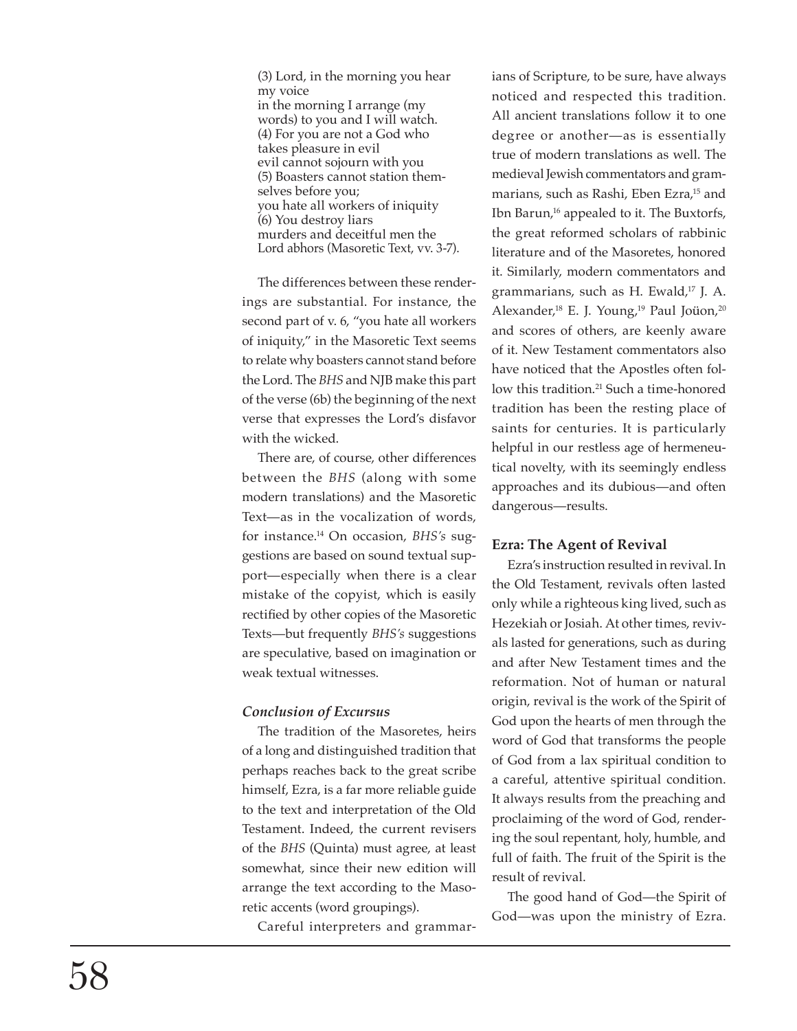(3) Lord, in the morning you hear my voice
in the morning I arrange (my words) to you and I will watch.
(4) For you are not a God who takes pleasure in evil
evil cannot sojourn with you
(5) Boasters cannot station themselves before you;
you hate all workers of iniquity
(6) You destroy liars
murders and deceitful men the Lord abhors (Masoretic Text, vv. 3-7).

The differences between these renderings are substantial. For instance, the second part of v. 6, "you hate all workers of iniquity," in the Masoretic Text seems to relate why boasters cannot stand before the Lord. The *BHS* and NJB make this part of the verse (6b) the beginning of the next verse that expresses the Lord's disfavor with the wicked.

There are, of course, other differences between the *BHS* (along with some modern translations) and the Masoretic Text—as in the vocalization of words, for instance.[14] On occasion, *BHS's* suggestions are based on sound textual support—especially when there is a clear mistake of the copyist, which is easily rectified by other copies of the Masoretic Texts—but frequently *BHS's* suggestions are speculative, based on imagination or weak textual witnesses.

### *Conclusion of Excursus*

The tradition of the Masoretes, heirs of a long and distinguished tradition that perhaps reaches back to the great scribe himself, Ezra, is a far more reliable guide to the text and interpretation of the Old Testament. Indeed, the current revisers of the *BHS* (Quinta) must agree, at least somewhat, since their new edition will arrange the text according to the Masoretic accents (word groupings).

Careful interpreters and grammarians of Scripture, to be sure, have always noticed and respected this tradition. All ancient translations follow it to one degree or another—as is essentially true of modern translations as well. The medieval Jewish commentators and grammarians, such as Rashi, Eben Ezra,[15] and Ibn Barun,[16] appealed to it. The Buxtorfs, the great reformed scholars of rabbinic literature and of the Masoretes, honored it. Similarly, modern commentators and grammarians, such as H. Ewald,[17] J. A. Alexander,[18] E. J. Young,[19] Paul Joüon,[20] and scores of others, are keenly aware of it. New Testament commentators also have noticed that the Apostles often follow this tradition.[21] Such a time-honored tradition has been the resting place of saints for centuries. It is particularly helpful in our restless age of hermeneutical novelty, with its seemingly endless approaches and its dubious—and often dangerous—results.

### Ezra: The Agent of Revival

Ezra's instruction resulted in revival. In the Old Testament, revivals often lasted only while a righteous king lived, such as Hezekiah or Josiah. At other times, revivals lasted for generations, such as during and after New Testament times and the reformation. Not of human or natural origin, revival is the work of the Spirit of God upon the hearts of men through the word of God that transforms the people of God from a lax spiritual condition to a careful, attentive spiritual condition. It always results from the preaching and proclaiming of the word of God, rendering the soul repentant, holy, humble, and full of faith. The fruit of the Spirit is the result of revival.

The good hand of God—the Spirit of God—was upon the ministry of Ezra.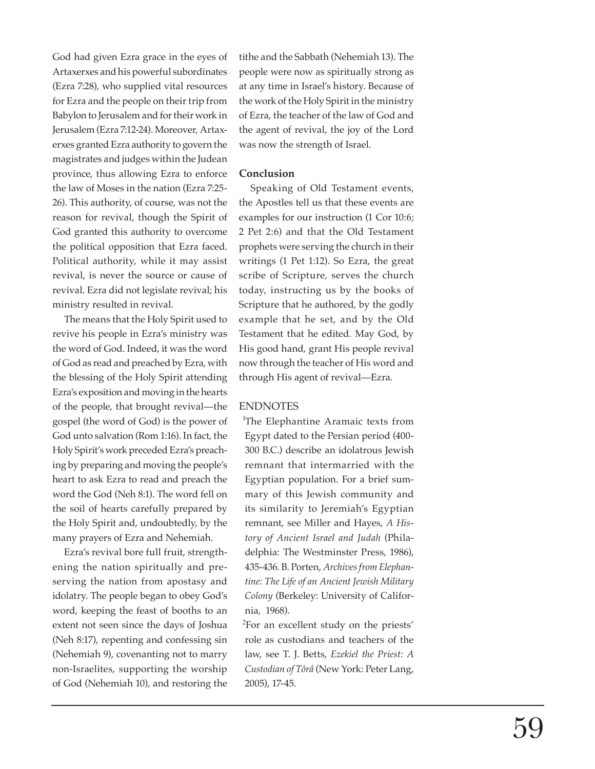God had given Ezra grace in the eyes of Artaxerxes and his powerful subordinates (Ezra 7:28), who supplied vital resources for Ezra and the people on their trip from Babylon to Jerusalem and for their work in Jerusalem (Ezra 7:12-24). Moreover, Artaxerxes granted Ezra authority to govern the magistrates and judges within the Judean province, thus allowing Ezra to enforce the law of Moses in the nation (Ezra 7:25-26). This authority, of course, was not the reason for revival, though the Spirit of God granted this authority to overcome the political opposition that Ezra faced. Political authority, while it may assist revival, is never the source or cause of revival. Ezra did not legislate revival; his ministry resulted in revival.

The means that the Holy Spirit used to revive his people in Ezra's ministry was the word of God. Indeed, it was the word of God as read and preached by Ezra, with the blessing of the Holy Spirit attending Ezra's exposition and moving in the hearts of the people, that brought revival—the gospel (the word of God) is the power of God unto salvation (Rom 1:16). In fact, the Holy Spirit's work preceded Ezra's preaching by preparing and moving the people's heart to ask Ezra to read and preach the word the God (Neh 8:1). The word fell on the soil of hearts carefully prepared by the Holy Spirit and, undoubtedly, by the many prayers of Ezra and Nehemiah.

Ezra's revival bore full fruit, strengthening the nation spiritually and preserving the nation from apostasy and idolatry. The people began to obey God's word, keeping the feast of booths to an extent not seen since the days of Joshua (Neh 8:17), repenting and confessing sin (Nehemiah 9), covenanting not to marry non-Israelites, supporting the worship of God (Nehemiah 10), and restoring the tithe and the Sabbath (Nehemiah 13). The people were now as spiritually strong as at any time in Israel's history. Because of the work of the Holy Spirit in the ministry of Ezra, the teacher of the law of God and the agent of revival, the joy of the Lord was now the strength of Israel.

**Conclusion**

Speaking of Old Testament events, the Apostles tell us that these events are examples for our instruction (1 Cor 10:6; 2 Pet 2:6) and that the Old Testament prophets were serving the church in their writings (1 Pet 1:12). So Ezra, the great scribe of Scripture, serves the church today, instructing us by the books of Scripture that he authored, by the godly example that he set, and by the Old Testament that he edited. May God, by His good hand, grant His people revival now through the teacher of His word and through His agent of revival—Ezra.

ENDNOTES

[1]The Elephantine Aramaic texts from Egypt dated to the Persian period (400-300 B.C.) describe an idolatrous Jewish remnant that intermarried with the Egyptian population. For a brief summary of this Jewish community and its similarity to Jeremiah's Egyptian remnant, see Miller and Hayes, *A History of Ancient Israel and Judah* (Philadelphia: The Westminster Press, 1986), 435-436. B. Porten, *Archives from Elephantine: The Life of an Ancient Jewish Military Colony* (Berkeley: University of California, 1968).

[2]For an excellent study on the priests' role as custodians and teachers of the law, see T. J. Betts, *Ezekiel the Priest: A Custodian of Tôrâ* (New York: Peter Lang, 2005), 17-45.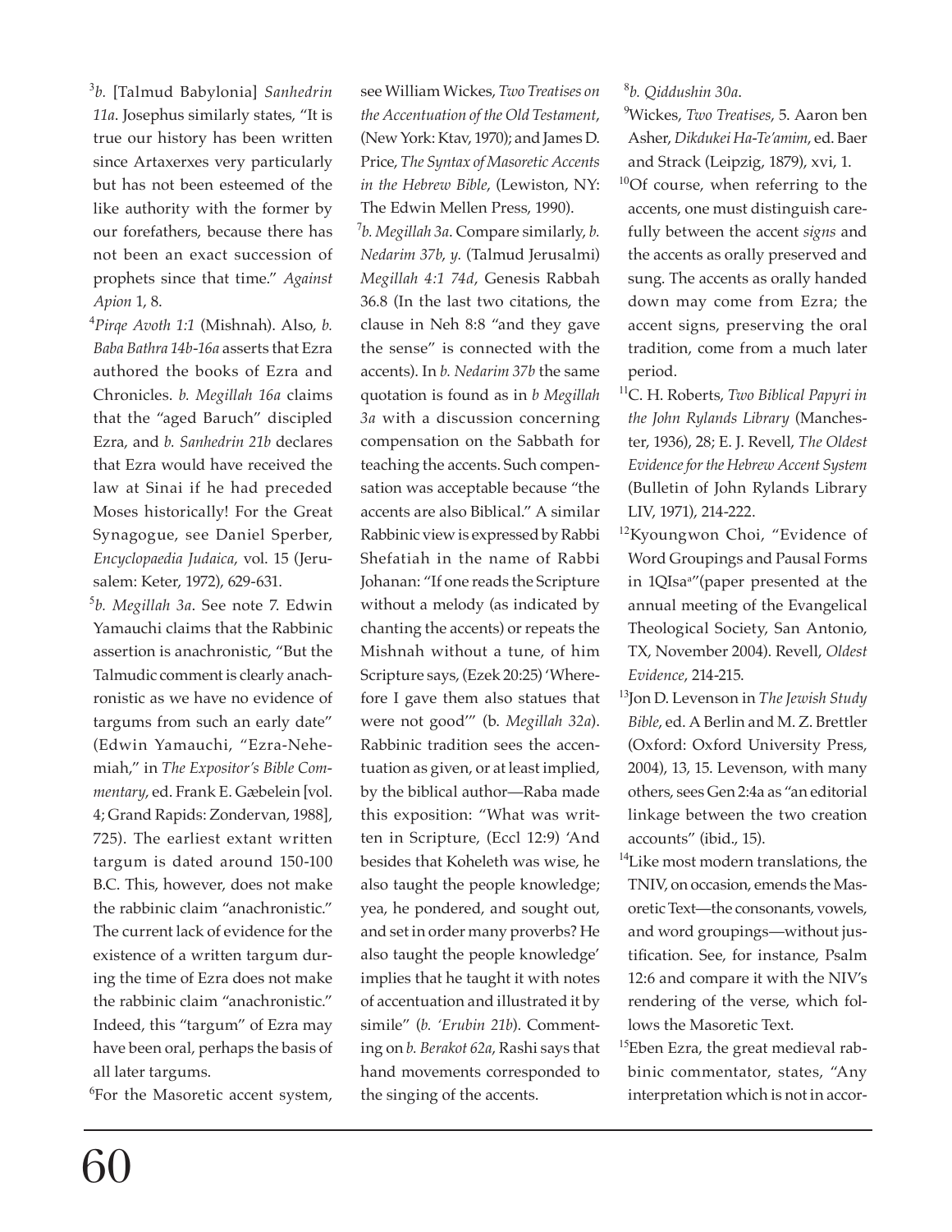[3]*b.* [Talmud Babylonia] *Sanhedrin 11a*. Josephus similarly states, "It is true our history has been written since Artaxerxes very particularly but has not been esteemed of the like authority with the former by our forefathers, because there has not been an exact succession of prophets since that time." *Against Apion* 1, 8.

[4]*Pirqe Avoth 1:1* (Mishnah). Also, *b. Baba Bathra 14b-16a* asserts that Ezra authored the books of Ezra and Chronicles. *b. Megillah 16a* claims that the "aged Baruch" discipled Ezra, and *b. Sanhedrin 21b* declares that Ezra would have received the law at Sinai if he had preceded Moses historically! For the Great Synagogue, see Daniel Sperber, *Encyclopaedia Judaica*, vol. 15 (Jerusalem: Keter, 1972), 629-631.

[5]*b. Megillah 3a*. See note 7. Edwin Yamauchi claims that the Rabbinic assertion is anachronistic, "But the Talmudic comment is clearly anachronistic as we have no evidence of targums from such an early date" (Edwin Yamauchi, "Ezra-Nehemiah," in *The Expositor's Bible Commentary*, ed. Frank E. Gæbelein [vol. 4; Grand Rapids: Zondervan, 1988], 725). The earliest extant written targum is dated around 150-100 B.C. This, however, does not make the rabbinic claim "anachronistic." The current lack of evidence for the existence of a written targum during the time of Ezra does not make the rabbinic claim "anachronistic." Indeed, this "targum" of Ezra may have been oral, perhaps the basis of all later targums.

[6]For the Masoretic accent system, see William Wickes, *Two Treatises on the Accentuation of the Old Testament*, (New York: Ktav, 1970); and James D. Price, *The Syntax of Masoretic Accents in the Hebrew Bible*, (Lewiston, NY: The Edwin Mellen Press, 1990).

[7]*b. Megillah 3a*. Compare similarly, *b. Nedarim 37b*, *y.* (Talmud Jerusalmi) *Megillah 4:1 74d*, Genesis Rabbah 36.8 (In the last two citations, the clause in Neh 8:8 "and they gave the sense" is connected with the accents). In *b. Nedarim 37b* the same quotation is found as in *b Megillah 3a* with a discussion concerning compensation on the Sabbath for teaching the accents. Such compensation was acceptable because "the accents are also Biblical." A similar Rabbinic view is expressed by Rabbi Shefatiah in the name of Rabbi Johanan: "If one reads the Scripture without a melody (as indicated by chanting the accents) or repeats the Mishnah without a tune, of him Scripture says, (Ezek 20:25) 'Wherefore I gave them also statues that were not good'" (b. *Megillah 32a*). Rabbinic tradition sees the accentuation as given, or at least implied, by the biblical author—Raba made this exposition: "What was written in Scripture, (Eccl 12:9) 'And besides that Koheleth was wise, he also taught the people knowledge; yea, he pondered, and sought out, and set in order many proverbs? He also taught the people knowledge' implies that he taught it with notes of accentuation and illustrated it by simile" (*b. 'Erubin 21b*). Commenting on *b. Berakot 62a*, Rashi says that hand movements corresponded to the singing of the accents.

[8]*b. Qiddushin 30a*.

[9]Wickes, *Two Treatises*, 5. Aaron ben Asher, *Dikdukei Ha-Te'amim*, ed. Baer and Strack (Leipzig, 1879), xvi, 1.

[10]Of course, when referring to the accents, one must distinguish carefully between the accent *signs* and the accents as orally preserved and sung. The accents as orally handed down may come from Ezra; the accent signs, preserving the oral tradition, come from a much later period.

[11]C. H. Roberts, *Two Biblical Papyri in the John Rylands Library* (Manchester, 1936), 28; E. J. Revell, *The Oldest Evidence for the Hebrew Accent System* (Bulletin of John Rylands Library LIV, 1971), 214-222.

[12]Kyoungwon Choi, "Evidence of Word Groupings and Pausal Forms in 1QIsa[a]"(paper presented at the annual meeting of the Evangelical Theological Society, San Antonio, TX, November 2004). Revell, *Oldest Evidence*, 214-215.

[13]Jon D. Levenson in *The Jewish Study Bible*, ed. A Berlin and M. Z. Brettler (Oxford: Oxford University Press, 2004), 13, 15. Levenson, with many others, sees Gen 2:4a as "an editorial linkage between the two creation accounts" (ibid., 15).

[14]Like most modern translations, the TNIV, on occasion, emends the Masoretic Text—the consonants, vowels, and word groupings—without justification. See, for instance, Psalm 12:6 and compare it with the NIV's rendering of the verse, which follows the Masoretic Text.

[15]Eben Ezra, the great medieval rabbinic commentator, states, "Any interpretation which is not in accor-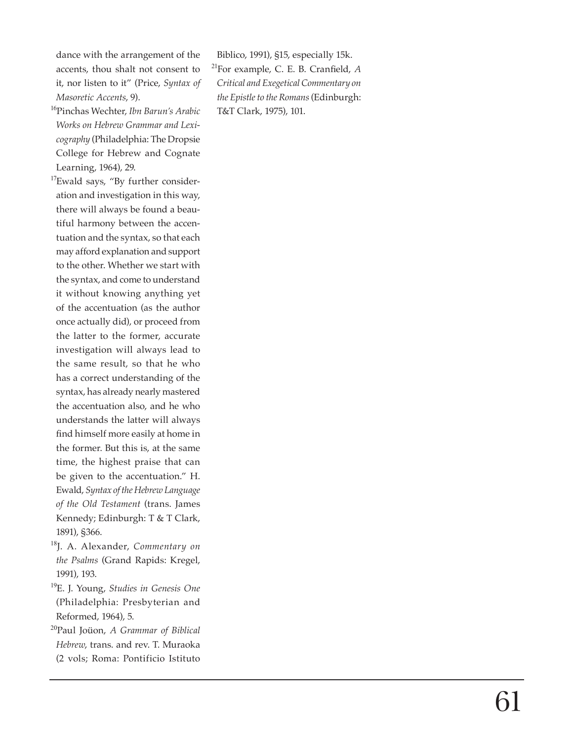dance with the arrangement of the accents, thou shalt not consent to it, nor listen to it" (Price, *Syntax of Masoretic Accents*, 9).

[16]Pinchas Wechter, *Ibn Barun's Arabic Works on Hebrew Grammar and Lexicography* (Philadelphia: The Dropsie College for Hebrew and Cognate Learning, 1964), 29.

[17]Ewald says, "By further consideration and investigation in this way, there will always be found a beautiful harmony between the accentuation and the syntax, so that each may afford explanation and support to the other. Whether we start with the syntax, and come to understand it without knowing anything yet of the accentuation (as the author once actually did), or proceed from the latter to the former, accurate investigation will always lead to the same result, so that he who has a correct understanding of the syntax, has already nearly mastered the accentuation also, and he who understands the latter will always find himself more easily at home in the former. But this is, at the same time, the highest praise that can be given to the accentuation." H. Ewald, *Syntax of the Hebrew Language of the Old Testament* (trans. James Kennedy; Edinburgh: T & T Clark, 1891), §366.

[18]J. A. Alexander, *Commentary on the Psalms* (Grand Rapids: Kregel, 1991), 193.

[19]E. J. Young, *Studies in Genesis One* (Philadelphia: Presbyterian and Reformed, 1964), 5.

[20]Paul Joüon, *A Grammar of Biblical Hebrew*, trans. and rev. T. Muraoka (2 vols; Roma: Pontificio Istituto Biblico, 1991), §15, especially 15k.

[21]For example, C. E. B. Cranfield, *A Critical and Exegetical Commentary on the Epistle to the Romans* (Edinburgh: T&T Clark, 1975), 101.